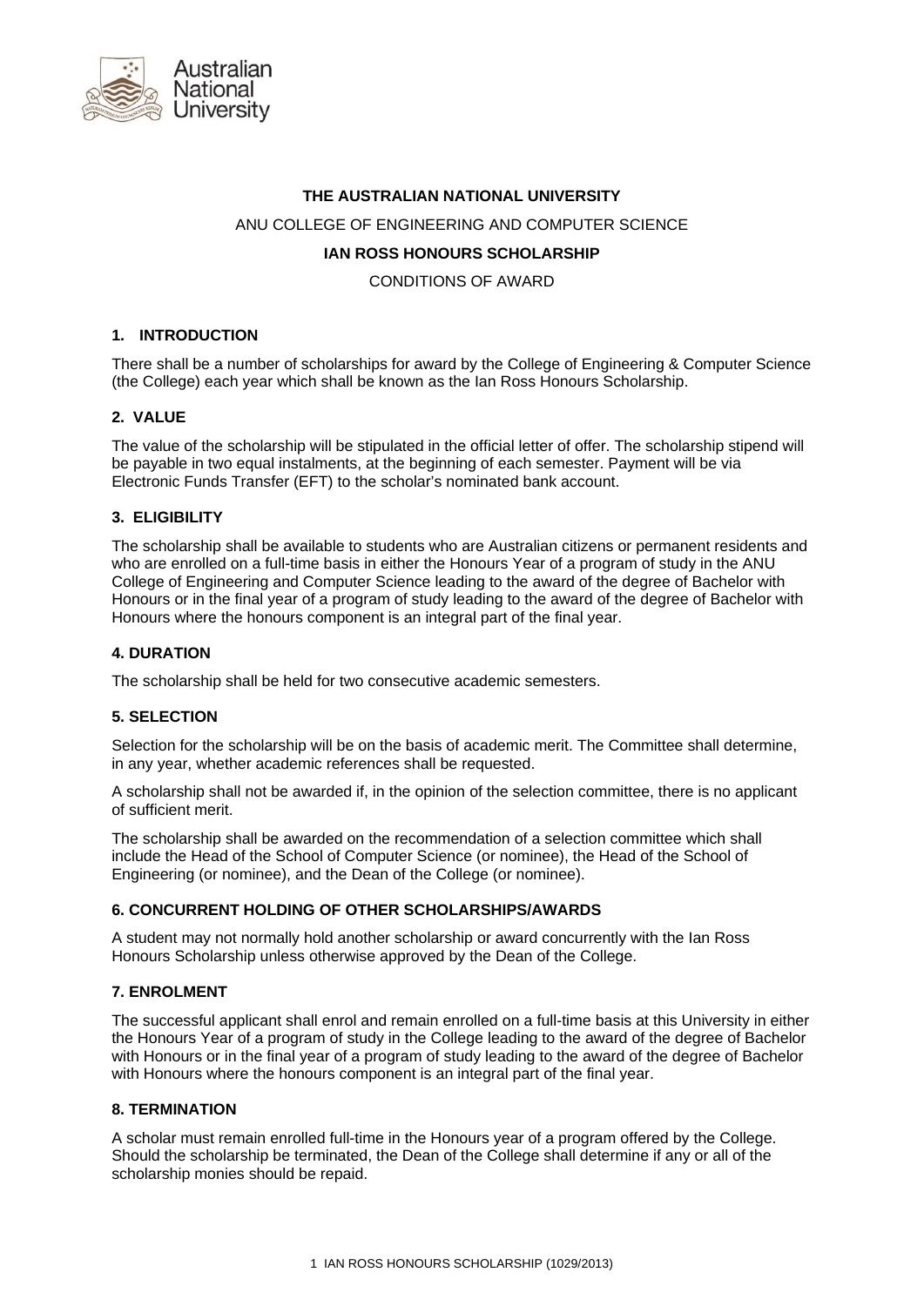**THE AUSTRALIAN NATIONAL UNIVERSITY**

ANU COLLEGE OF ENGINEERING AND COMPUTER SCIENCE

**IAN ROSS HONOURS SCHOLARSHIP**

CONDITIONS OF AWARD

## 1. INTRODUCTION

There shall be a number of scholarships for award by the College of Engineering & Computer Science (the College) each year which shall be known as the Ian Ross Honours Scholarship.

## 2. VALUE

The value of the scholarship will be stipulated in the official letter of offer. The scholarship stipend will be payable in two equal instalments, at the beginning of each semester. Payment will be via Electronic Funds Transfer (EFT) to the scholar's nominated bank account.

## 3. ELIGIBILITY

The scholarship shall be available to students who are Australian citizens or permanent residents and who are enrolled on a full-time basis in either the Honours Year of a program of study in the ANU College of Engineering and Computer Science leading to the award of the degree of Bachelor with Honours or in the final year of a program of study leading to the award of the degree of Bachelor with Honours where the honours component is an integral part of the final year.

## 4. DURATION

The scholarship shall be held for two consecutive academic semesters.

## 5. SELECTION

Selection for the scholarship will be on the basis of academic merit. The Committee shall determine, in any year, whether academic references shall be requested.

A scholarship shall not be awarded if, in the opinion of the selection committee, there is no applicant of sufficient merit.

The scholarship shall be awarded on the recommendation of a selection committee which shall include the Head of the School of Computer Science (or nominee), the Head of the School of Engineering (or nominee), and the Dean of the College (or nominee).

## 6. CONCURRENT HOLDING OF OTHER SCHOLARSHIPS/AWARDS

A student may not normally hold another scholarship or award concurrently with the Ian Ross Honours Scholarship unless otherwise approved by the Dean of the College.

## 7. ENROLMENT

The successful applicant shall enrol and remain enrolled on a full-time basis at this University in either the Honours Year of a program of study in the College leading to the award of the degree of Bachelor with Honours or in the final year of a program of study leading to the award of the degree of Bachelor with Honours where the honours component is an integral part of the final year.

## 8. TERMINATION

A scholar must remain enrolled full-time in the Honours year of a program offered by the College. Should the scholarship be terminated, the Dean of the College shall determine if any or all of the scholarship monies should be repaid.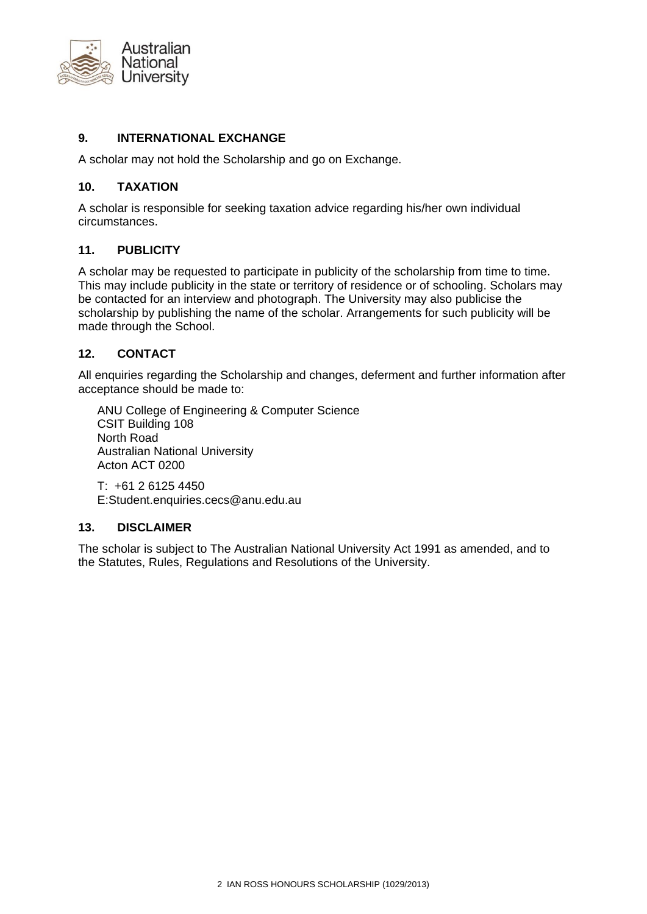## 9. INTERNATIONAL EXCHANGE

A scholar may not hold the Scholarship and go on Exchange.

## 10. TAXATION

A scholar is responsible for seeking taxation advice regarding his/her own individual circumstances.

## 11. PUBLICITY

A scholar may be requested to participate in publicity of the scholarship from time to time. This may include publicity in the state or territory of residence or of schooling. Scholars may be contacted for an interview and photograph. The University may also publicise the scholarship by publishing the name of the scholar. Arrangements for such publicity will be made through the School.

## 12. CONTACT

All enquiries regarding the Scholarship and changes, deferment and further information after acceptance should be made to:

ANU College of Engineering & Computer Science
CSIT Building 108
North Road
Australian National University
Acton ACT 0200

T: +61 2 6125 4450
E:Student.enquiries.cecs@anu.edu.au

## 13. DISCLAIMER

The scholar is subject to The Australian National University Act 1991 as amended, and to the Statutes, Rules, Regulations and Resolutions of the University.